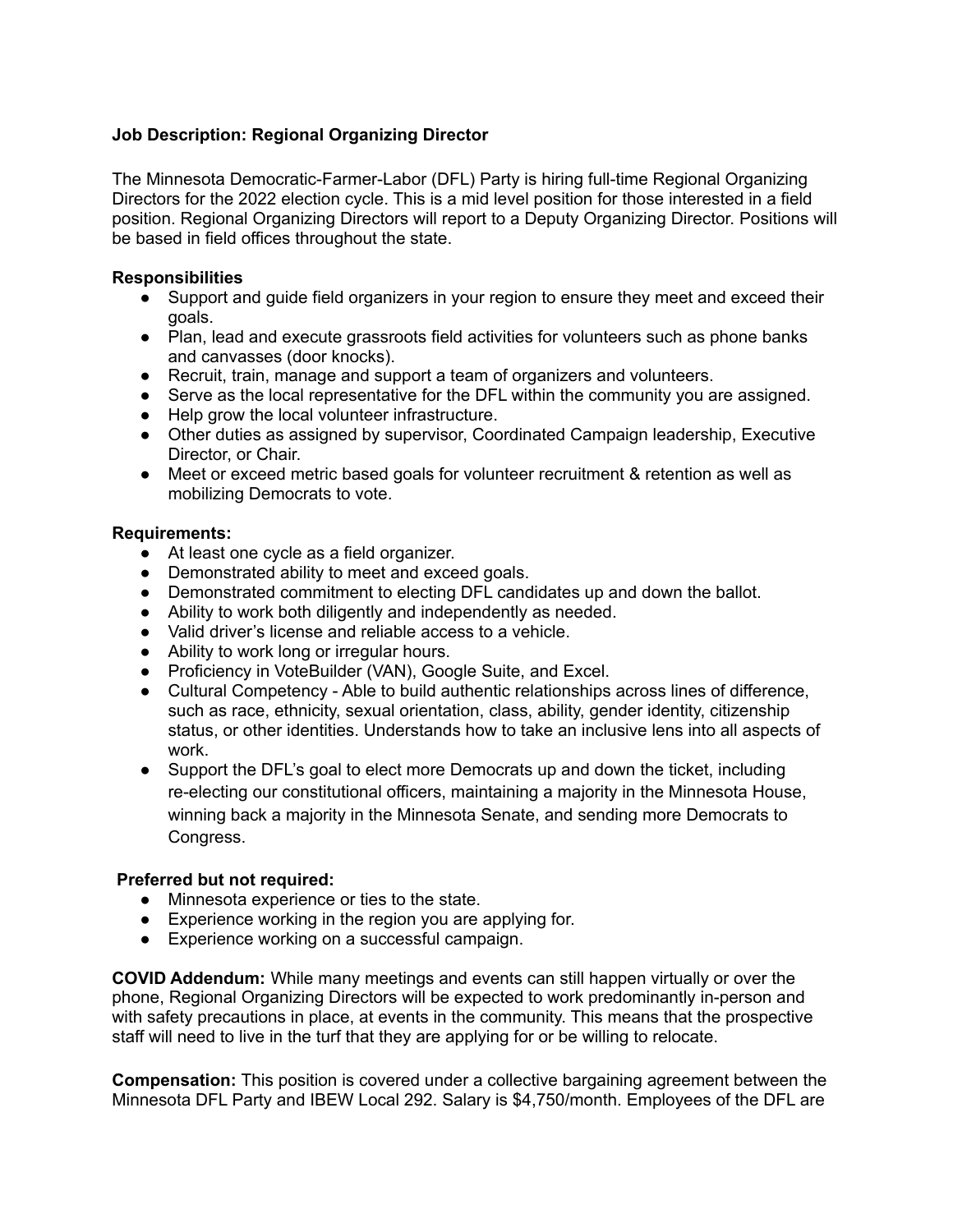**Job Description: Regional Organizing Director**

The Minnesota Democratic-Farmer-Labor (DFL) Party is hiring full-time Regional Organizing Directors for the 2022 election cycle. This is a mid level position for those interested in a field position. Regional Organizing Directors will report to a Deputy Organizing Director. Positions will be based in field offices throughout the state.

**Responsibilities**

- Support and guide field organizers in your region to ensure they meet and exceed their goals.
- Plan, lead and execute grassroots field activities for volunteers such as phone banks and canvasses (door knocks).
- Recruit, train, manage and support a team of organizers and volunteers.
- Serve as the local representative for the DFL within the community you are assigned.
- Help grow the local volunteer infrastructure.
- Other duties as assigned by supervisor, Coordinated Campaign leadership, Executive Director, or Chair.
- Meet or exceed metric based goals for volunteer recruitment & retention as well as mobilizing Democrats to vote.

**Requirements:**

- At least one cycle as a field organizer.
- Demonstrated ability to meet and exceed goals.
- Demonstrated commitment to electing DFL candidates up and down the ballot.
- Ability to work both diligently and independently as needed.
- Valid driver's license and reliable access to a vehicle.
- Ability to work long or irregular hours.
- Proficiency in VoteBuilder (VAN), Google Suite, and Excel.
- Cultural Competency - Able to build authentic relationships across lines of difference, such as race, ethnicity, sexual orientation, class, ability, gender identity, citizenship status, or other identities. Understands how to take an inclusive lens into all aspects of work.
- Support the DFL's goal to elect more Democrats up and down the ticket, including re-electing our constitutional officers, maintaining a majority in the Minnesota House, winning back a majority in the Minnesota Senate, and sending more Democrats to Congress.

**Preferred but not required:**

- Minnesota experience or ties to the state.
- Experience working in the region you are applying for.
- Experience working on a successful campaign.

**COVID Addendum:** While many meetings and events can still happen virtually or over the phone, Regional Organizing Directors will be expected to work predominantly in-person and with safety precautions in place, at events in the community. This means that the prospective staff will need to live in the turf that they are applying for or be willing to relocate.

**Compensation:** This position is covered under a collective bargaining agreement between the Minnesota DFL Party and IBEW Local 292. Salary is $4,750/month. Employees of the DFL are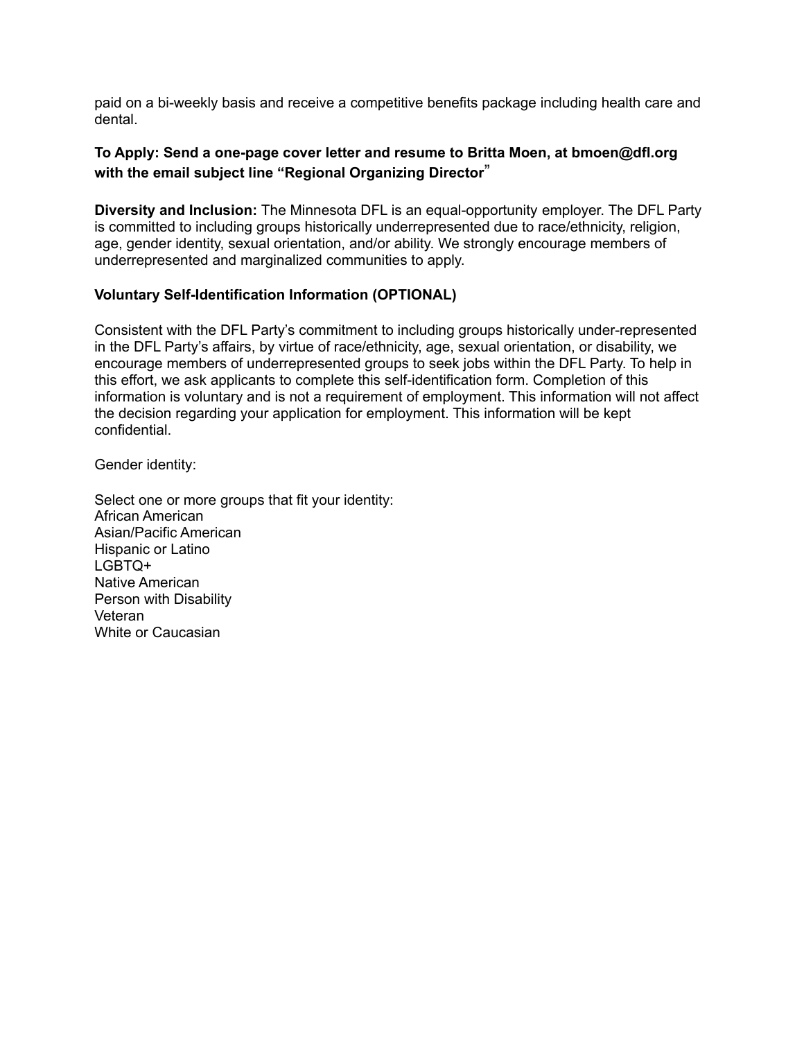paid on a bi-weekly basis and receive a competitive benefits package including health care and dental.

**To Apply: Send a one-page cover letter and resume to Britta Moen, at bmoen@dfl.org with the email subject line "Regional Organizing Director"**

**Diversity and Inclusion:** The Minnesota DFL is an equal-opportunity employer. The DFL Party is committed to including groups historically underrepresented due to race/ethnicity, religion, age, gender identity, sexual orientation, and/or ability. We strongly encourage members of underrepresented and marginalized communities to apply.

**Voluntary Self-Identification Information (OPTIONAL)**

Consistent with the DFL Party's commitment to including groups historically under-represented in the DFL Party's affairs, by virtue of race/ethnicity, age, sexual orientation, or disability, we encourage members of underrepresented groups to seek jobs within the DFL Party. To help in this effort, we ask applicants to complete this self-identification form. Completion of this information is voluntary and is not a requirement of employment. This information will not affect the decision regarding your application for employment. This information will be kept confidential.

Gender identity:

Select one or more groups that fit your identity:
African American
Asian/Pacific American
Hispanic or Latino
LGBTQ+
Native American
Person with Disability
Veteran
White or Caucasian